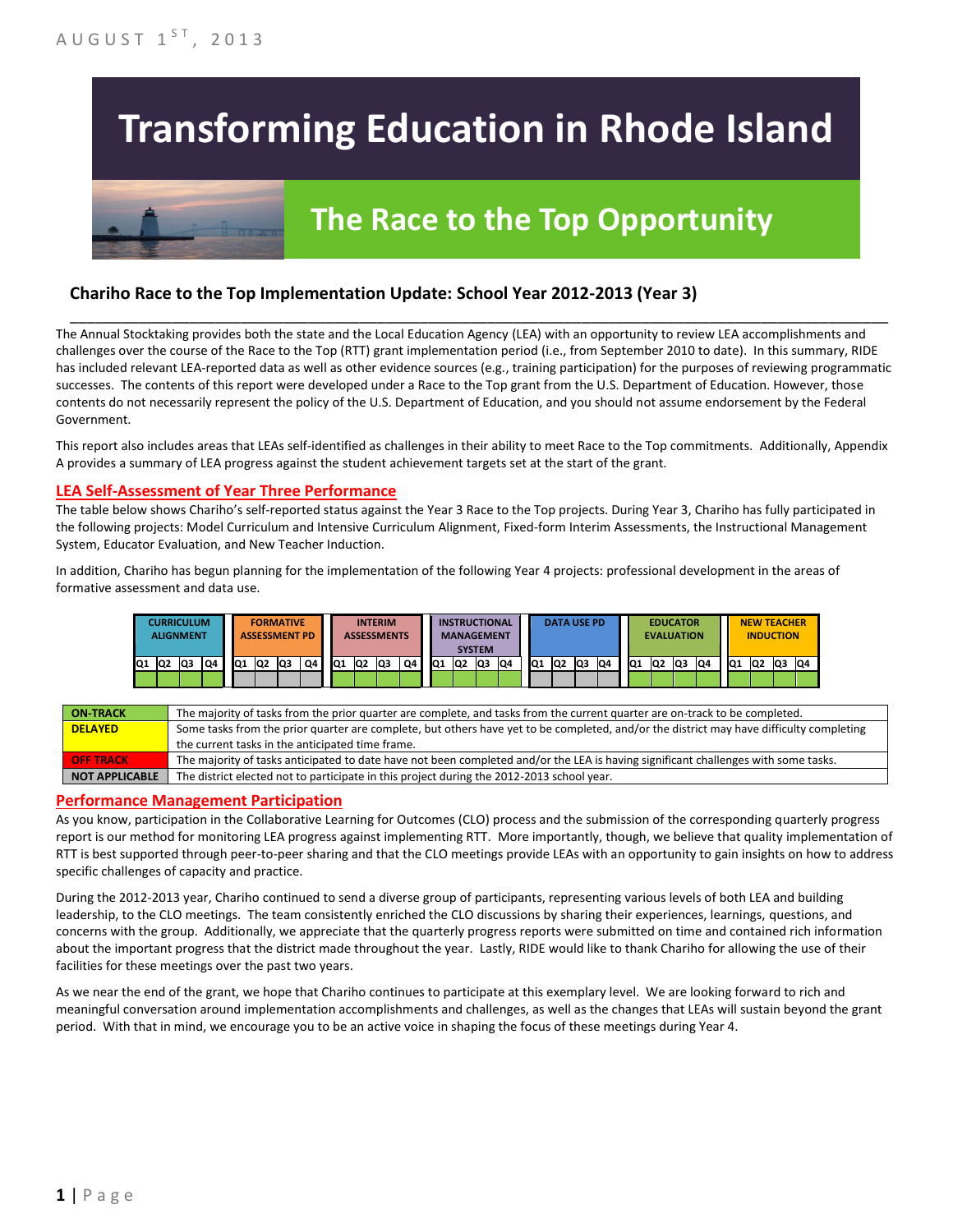AUGUST 1ST, 2013

# Transforming Education in Rhode Island

## The Race to the Top Opportunity

### Chariho Race to the Top Implementation Update: School Year 2012-2013 (Year 3)

The Annual Stocktaking provides both the state and the Local Education Agency (LEA) with an opportunity to review LEA accomplishments and challenges over the course of the Race to the Top (RTT) grant implementation period (i.e., from September 2010 to date). In this summary, RIDE has included relevant LEA-reported data as well as other evidence sources (e.g., training participation) for the purposes of reviewing programmatic successes. The contents of this report were developed under a Race to the Top grant from the U.S. Department of Education. However, those contents do not necessarily represent the policy of the U.S. Department of Education, and you should not assume endorsement by the Federal Government.

This report also includes areas that LEAs self-identified as challenges in their ability to meet Race to the Top commitments. Additionally, Appendix A provides a summary of LEA progress against the student achievement targets set at the start of the grant.

#### LEA Self-Assessment of Year Three Performance

The table below shows Chariho's self-reported status against the Year 3 Race to the Top projects. During Year 3, Chariho has fully participated in the following projects: Model Curriculum and Intensive Curriculum Alignment, Fixed-form Interim Assessments, the Instructional Management System, Educator Evaluation, and New Teacher Induction.

In addition, Chariho has begun planning for the implementation of the following Year 4 projects: professional development in the areas of formative assessment and data use.

| CURRICULUM ALIGNMENT | | | | FORMATIVE ASSESSMENT PD | | | | INTERIM ASSESSMENTS | | | | INSTRUCTIONAL MANAGEMENT SYSTEM | | | | DATA USE PD | | | | EDUCATOR EVALUATION | | | | NEW TEACHER INDUCTION | | | |
|---|---|---|---|---|---|---|---|---|---|---|---|---|---|---|---|---|---|---|---|---|---|---|---|---|---|---|---|
| Q1 | Q2 | Q3 | Q4 | Q1 | Q2 | Q3 | Q4 | Q1 | Q2 | Q3 | Q4 | Q1 | Q2 | Q3 | Q4 | Q1 | Q2 | Q3 | Q4 | Q1 | Q2 | Q3 | Q4 | Q1 | Q2 | Q3 | Q4 |
| | | | | | | | | | | | | | | | | | | | | | | | | | | | |

| | |
|---|---|
| ON-TRACK | The majority of tasks from the prior quarter are complete, and tasks from the current quarter are on-track to be completed. |
| DELAYED | Some tasks from the prior quarter are complete, but others have yet to be completed, and/or the district may have difficulty completing the current tasks in the anticipated time frame. |
| OFF TRACK | The majority of tasks anticipated to date have not been completed and/or the LEA is having significant challenges with some tasks. |
| NOT APPLICABLE | The district elected not to participate in this project during the 2012-2013 school year. |

#### Performance Management Participation

As you know, participation in the Collaborative Learning for Outcomes (CLO) process and the submission of the corresponding quarterly progress report is our method for monitoring LEA progress against implementing RTT. More importantly, though, we believe that quality implementation of RTT is best supported through peer-to-peer sharing and that the CLO meetings provide LEAs with an opportunity to gain insights on how to address specific challenges of capacity and practice.

During the 2012-2013 year, Chariho continued to send a diverse group of participants, representing various levels of both LEA and building leadership, to the CLO meetings. The team consistently enriched the CLO discussions by sharing their experiences, learnings, questions, and concerns with the group. Additionally, we appreciate that the quarterly progress reports were submitted on time and contained rich information about the important progress that the district made throughout the year. Lastly, RIDE would like to thank Chariho for allowing the use of their facilities for these meetings over the past two years.

As we near the end of the grant, we hope that Chariho continues to participate at this exemplary level. We are looking forward to rich and meaningful conversation around implementation accomplishments and challenges, as well as the changes that LEAs will sustain beyond the grant period. With that in mind, we encourage you to be an active voice in shaping the focus of these meetings during Year 4.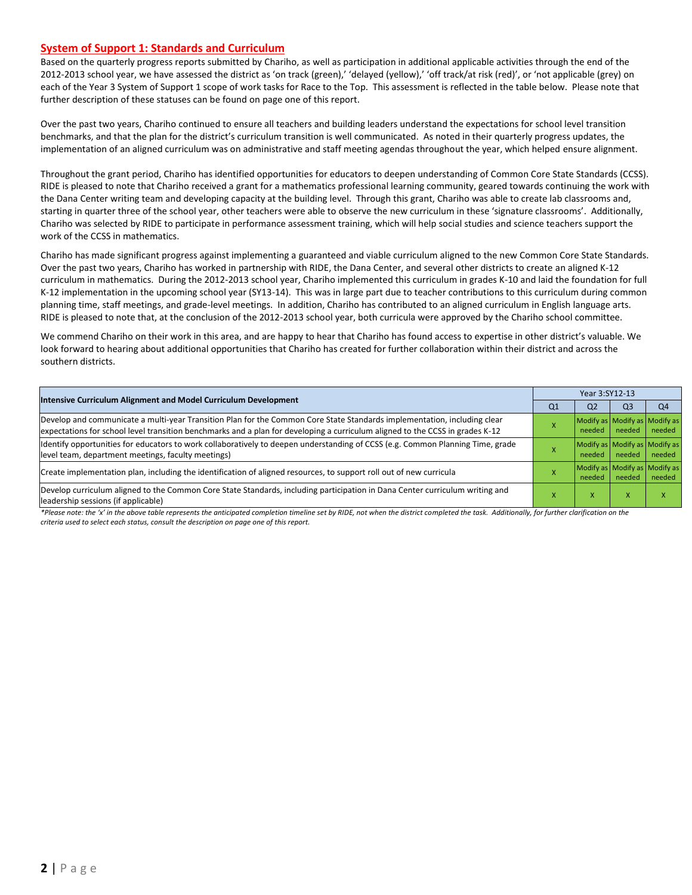## System of Support 1: Standards and Curriculum

Based on the quarterly progress reports submitted by Chariho, as well as participation in additional applicable activities through the end of the 2012-2013 school year, we have assessed the district as 'on track (green),' 'delayed (yellow),' 'off track/at risk (red)', or 'not applicable (grey) on each of the Year 3 System of Support 1 scope of work tasks for Race to the Top. This assessment is reflected in the table below. Please note that further description of these statuses can be found on page one of this report.

Over the past two years, Chariho continued to ensure all teachers and building leaders understand the expectations for school level transition benchmarks, and that the plan for the district's curriculum transition is well communicated. As noted in their quarterly progress updates, the implementation of an aligned curriculum was on administrative and staff meeting agendas throughout the year, which helped ensure alignment.

Throughout the grant period, Chariho has identified opportunities for educators to deepen understanding of Common Core State Standards (CCSS). RIDE is pleased to note that Chariho received a grant for a mathematics professional learning community, geared towards continuing the work with the Dana Center writing team and developing capacity at the building level. Through this grant, Chariho was able to create lab classrooms and, starting in quarter three of the school year, other teachers were able to observe the new curriculum in these 'signature classrooms'. Additionally, Chariho was selected by RIDE to participate in performance assessment training, which will help social studies and science teachers support the work of the CCSS in mathematics.

Chariho has made significant progress against implementing a guaranteed and viable curriculum aligned to the new Common Core State Standards. Over the past two years, Chariho has worked in partnership with RIDE, the Dana Center, and several other districts to create an aligned K-12 curriculum in mathematics. During the 2012-2013 school year, Chariho implemented this curriculum in grades K-10 and laid the foundation for full K-12 implementation in the upcoming school year (SY13-14). This was in large part due to teacher contributions to this curriculum during common planning time, staff meetings, and grade-level meetings. In addition, Chariho has contributed to an aligned curriculum in English language arts. RIDE is pleased to note that, at the conclusion of the 2012-2013 school year, both curricula were approved by the Chariho school committee.

We commend Chariho on their work in this area, and are happy to hear that Chariho has found access to expertise in other district's valuable. We look forward to hearing about additional opportunities that Chariho has created for further collaboration within their district and across the southern districts.

| Intensive Curriculum Alignment and Model Curriculum Development | Year 3:SY12-13 | | | |
|---|---|---|---|---|
| | Q1 | Q2 | Q3 | Q4 |
| Develop and communicate a multi-year Transition Plan for the Common Core State Standards implementation, including clear expectations for school level transition benchmarks and a plan for developing a curriculum aligned to the CCSS in grades K-12 | X | Modify as needed | Modify as needed | Modify as needed |
| Identify opportunities for educators to work collaboratively to deepen understanding of CCSS (e.g. Common Planning Time, grade level team, department meetings, faculty meetings) | X | Modify as needed | Modify as needed | Modify as needed |
| Create implementation plan, including the identification of aligned resources, to support roll out of new curricula | X | Modify as needed | Modify as needed | Modify as needed |
| Develop curriculum aligned to the Common Core State Standards, including participation in Dana Center curriculum writing and leadership sessions (if applicable) | X | X | X | X |

*\*Please note: the 'x' in the above table represents the anticipated completion timeline set by RIDE, not when the district completed the task. Additionally, for further clarification on the criteria used to select each status, consult the description on page one of this report.*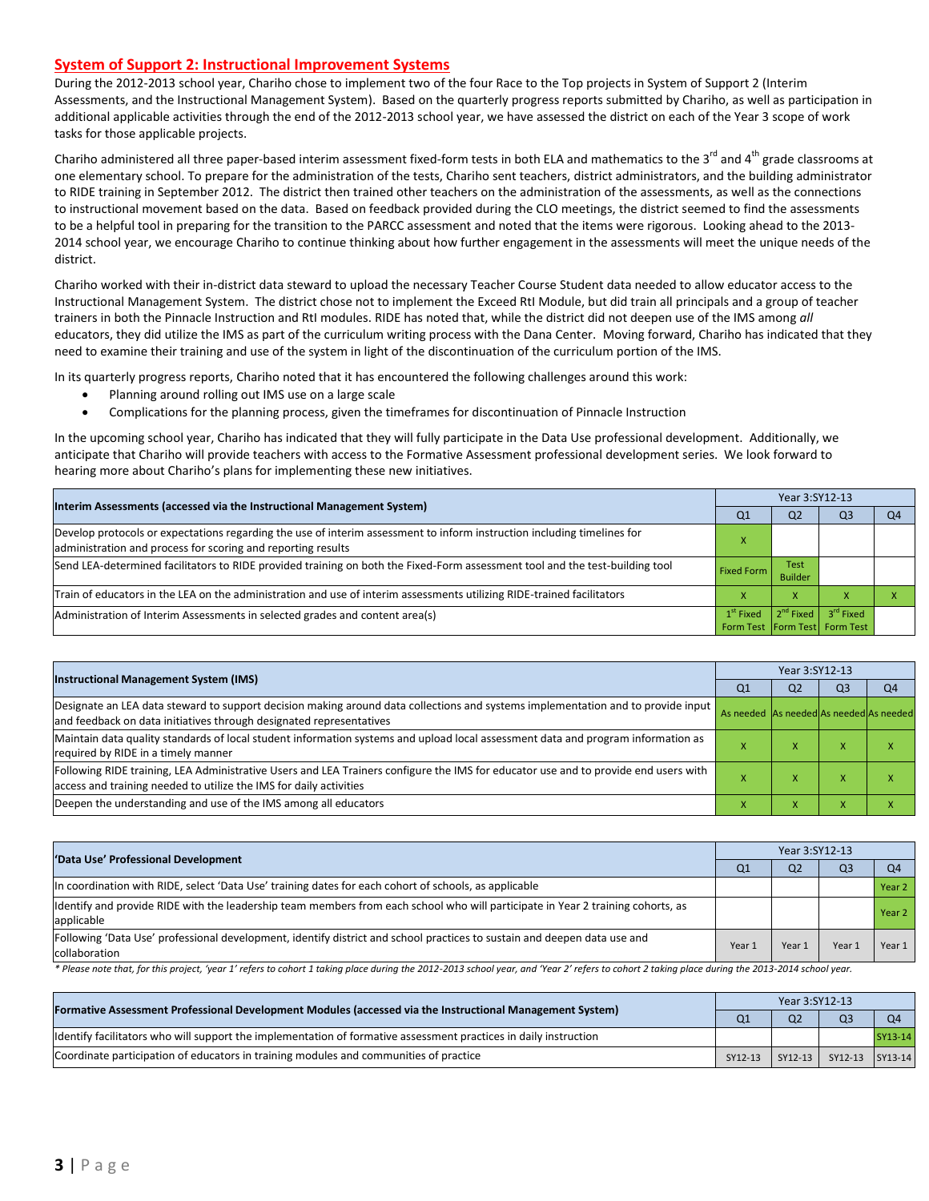## System of Support 2: Instructional Improvement Systems

During the 2012-2013 school year, Chariho chose to implement two of the four Race to the Top projects in System of Support 2 (Interim Assessments, and the Instructional Management System). Based on the quarterly progress reports submitted by Chariho, as well as participation in additional applicable activities through the end of the 2012-2013 school year, we have assessed the district on each of the Year 3 scope of work tasks for those applicable projects.

Chariho administered all three paper-based interim assessment fixed-form tests in both ELA and mathematics to the 3rd and 4th grade classrooms at one elementary school. To prepare for the administration of the tests, Chariho sent teachers, district administrators, and the building administrator to RIDE training in September 2012. The district then trained other teachers on the administration of the assessments, as well as the connections to instructional movement based on the data. Based on feedback provided during the CLO meetings, the district seemed to find the assessments to be a helpful tool in preparing for the transition to the PARCC assessment and noted that the items were rigorous. Looking ahead to the 2013-2014 school year, we encourage Chariho to continue thinking about how further engagement in the assessments will meet the unique needs of the district.

Chariho worked with their in-district data steward to upload the necessary Teacher Course Student data needed to allow educator access to the Instructional Management System. The district chose not to implement the Exceed RtI Module, but did train all principals and a group of teacher trainers in both the Pinnacle Instruction and RtI modules. RIDE has noted that, while the district did not deepen use of the IMS among *all* educators, they did utilize the IMS as part of the curriculum writing process with the Dana Center. Moving forward, Chariho has indicated that they need to examine their training and use of the system in light of the discontinuation of the curriculum portion of the IMS.

In its quarterly progress reports, Chariho noted that it has encountered the following challenges around this work:

- Planning around rolling out IMS use on a large scale
- Complications for the planning process, given the timeframes for discontinuation of Pinnacle Instruction

In the upcoming school year, Chariho has indicated that they will fully participate in the Data Use professional development. Additionally, we anticipate that Chariho will provide teachers with access to the Formative Assessment professional development series. We look forward to hearing more about Chariho's plans for implementing these new initiatives.

| Interim Assessments (accessed via the Instructional Management System) | Year 3:SY12-13 | | | |
|---|---|---|---|---|
| | Q1 | Q2 | Q3 | Q4 |
| Develop protocols or expectations regarding the use of interim assessment to inform instruction including timelines for administration and process for scoring and reporting results | X | | | |
| Send LEA-determined facilitators to RIDE provided training on both the Fixed-Form assessment tool and the test-building tool | Fixed Form | Test Builder | | |
| Train of educators in the LEA on the administration and use of interim assessments utilizing RIDE-trained facilitators | X | X | X | X |
| Administration of Interim Assessments in selected grades and content area(s) | 1st Fixed Form Test | 2nd Fixed Form Test | 3rd Fixed Form Test | |

| Instructional Management System (IMS) | Year 3:SY12-13 | | | |
|---|---|---|---|---|
| | Q1 | Q2 | Q3 | Q4 |
| Designate an LEA data steward to support decision making around data collections and systems implementation and to provide input and feedback on data initiatives through designated representatives | As needed | As needed | As needed | As needed |
| Maintain data quality standards of local student information systems and upload local assessment data and program information as required by RIDE in a timely manner | X | X | X | X |
| Following RIDE training, LEA Administrative Users and LEA Trainers configure the IMS for educator use and to provide end users with access and training needed to utilize the IMS for daily activities | X | X | X | X |
| Deepen the understanding and use of the IMS among all educators | X | X | X | X |

| 'Data Use' Professional Development | Year 3:SY12-13 | | | |
|---|---|---|---|---|
| | Q1 | Q2 | Q3 | Q4 |
| In coordination with RIDE, select 'Data Use' training dates for each cohort of schools, as applicable | | | | Year 2 |
| Identify and provide RIDE with the leadership team members from each school who will participate in Year 2 training cohorts, as applicable | | | | Year 2 |
| Following 'Data Use' professional development, identify district and school practices to sustain and deepen data use and collaboration | Year 1 | Year 1 | Year 1 | Year 1 |

*\* Please note that, for this project, 'year 1' refers to cohort 1 taking place during the 2012-2013 school year, and 'Year 2' refers to cohort 2 taking place during the 2013-2014 school year.*

| Formative Assessment Professional Development Modules (accessed via the Instructional Management System) | Year 3:SY12-13 | | | |
|---|---|---|---|---|
| | Q1 | Q2 | Q3 | Q4 |
| Identify facilitators who will support the implementation of formative assessment practices in daily instruction | | | | SY13-14 |
| Coordinate participation of educators in training modules and communities of practice | SY12-13 | SY12-13 | SY12-13 | SY13-14 |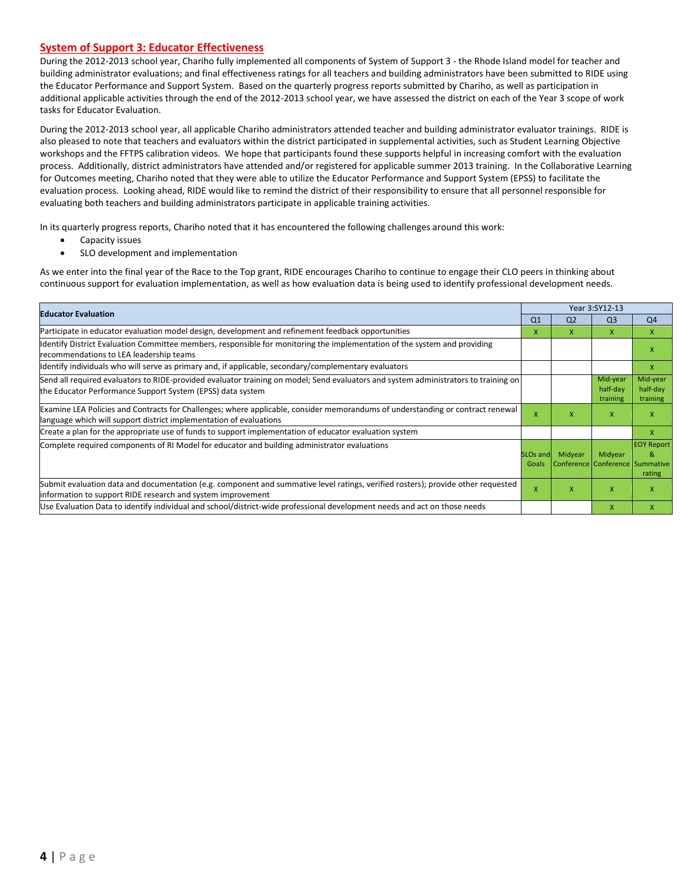## System of Support 3: Educator Effectiveness

During the 2012-2013 school year, Chariho fully implemented all components of System of Support 3 - the Rhode Island model for teacher and building administrator evaluations; and final effectiveness ratings for all teachers and building administrators have been submitted to RIDE using the Educator Performance and Support System. Based on the quarterly progress reports submitted by Chariho, as well as participation in additional applicable activities through the end of the 2012-2013 school year, we have assessed the district on each of the Year 3 scope of work tasks for Educator Evaluation.

During the 2012-2013 school year, all applicable Chariho administrators attended teacher and building administrator evaluator trainings. RIDE is also pleased to note that teachers and evaluators within the district participated in supplemental activities, such as Student Learning Objective workshops and the FFTPS calibration videos. We hope that participants found these supports helpful in increasing comfort with the evaluation process. Additionally, district administrators have attended and/or registered for applicable summer 2013 training. In the Collaborative Learning for Outcomes meeting, Chariho noted that they were able to utilize the Educator Performance and Support System (EPSS) to facilitate the evaluation process. Looking ahead, RIDE would like to remind the district of their responsibility to ensure that all personnel responsible for evaluating both teachers and building administrators participate in applicable training activities.

In its quarterly progress reports, Chariho noted that it has encountered the following challenges around this work:

- Capacity issues
- SLO development and implementation

As we enter into the final year of the Race to the Top grant, RIDE encourages Chariho to continue to engage their CLO peers in thinking about continuous support for evaluation implementation, as well as how evaluation data is being used to identify professional development needs.

| Educator Evaluation | Year 3:SY12-13 | | | |
|---|---|---|---|---|
| | Q1 | Q2 | Q3 | Q4 |
| Participate in educator evaluation model design, development and refinement feedback opportunities | X | X | X | X |
| Identify District Evaluation Committee members, responsible for monitoring the implementation of the system and providing recommendations to LEA leadership teams | | | | X |
| Identify individuals who will serve as primary and, if applicable, secondary/complementary evaluators | | | | X |
| Send all required evaluators to RIDE-provided evaluator training on model; Send evaluators and system administrators to training on the Educator Performance Support System (EPSS) data system | | | Mid-year half-day training | Mid-year half-day training |
| Examine LEA Policies and Contracts for Challenges; where applicable, consider memorandums of understanding or contract renewal language which will support district implementation of evaluations | X | X | X | X |
| Create a plan for the appropriate use of funds to support implementation of educator evaluation system | | | | X |
| Complete required components of RI Model for educator and building administrator evaluations | SLOs and Goals | Midyear Conference | Midyear Conference | EOY Report & Summative rating |
| Submit evaluation data and documentation (e.g. component and summative level ratings, verified rosters); provide other requested information to support RIDE research and system improvement | X | X | X | X |
| Use Evaluation Data to identify individual and school/district-wide professional development needs and act on those needs | | | X | X |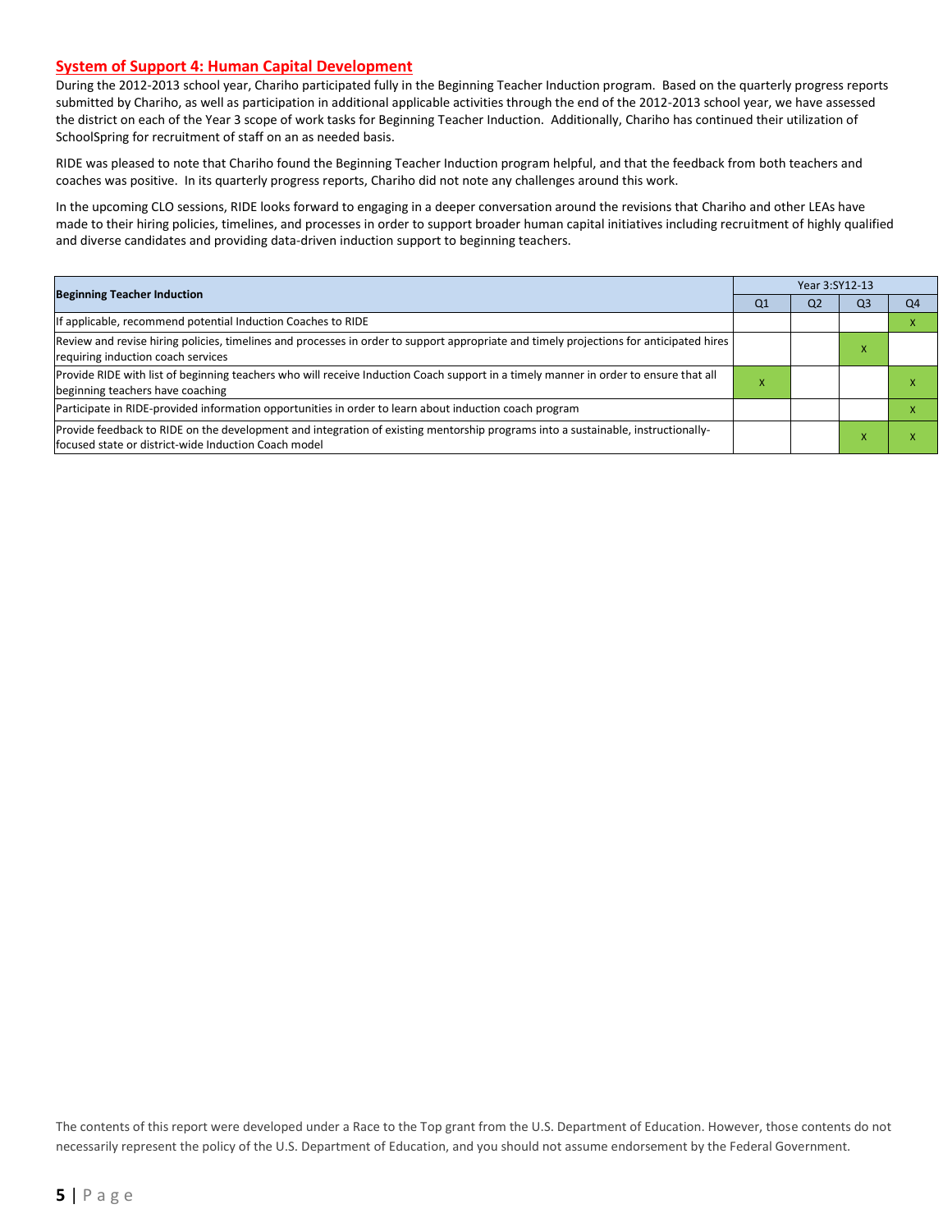## System of Support 4: Human Capital Development

During the 2012-2013 school year, Chariho participated fully in the Beginning Teacher Induction program. Based on the quarterly progress reports submitted by Chariho, as well as participation in additional applicable activities through the end of the 2012-2013 school year, we have assessed the district on each of the Year 3 scope of work tasks for Beginning Teacher Induction. Additionally, Chariho has continued their utilization of SchoolSpring for recruitment of staff on an as needed basis.

RIDE was pleased to note that Chariho found the Beginning Teacher Induction program helpful, and that the feedback from both teachers and coaches was positive. In its quarterly progress reports, Chariho did not note any challenges around this work.

In the upcoming CLO sessions, RIDE looks forward to engaging in a deeper conversation around the revisions that Chariho and other LEAs have made to their hiring policies, timelines, and processes in order to support broader human capital initiatives including recruitment of highly qualified and diverse candidates and providing data-driven induction support to beginning teachers.

| Beginning Teacher Induction | Year 3:SY12-13 | | | |
|---|---|---|---|---|
| | Q1 | Q2 | Q3 | Q4 |
| If applicable, recommend potential Induction Coaches to RIDE | | | | x |
| Review and revise hiring policies, timelines and processes in order to support appropriate and timely projections for anticipated hires requiring induction coach services | | | x | |
| Provide RIDE with list of beginning teachers who will receive Induction Coach support in a timely manner in order to ensure that all beginning teachers have coaching | x | | | x |
| Participate in RIDE-provided information opportunities in order to learn about induction coach program | | | | x |
| Provide feedback to RIDE on the development and integration of existing mentorship programs into a sustainable, instructionally-focused state or district-wide Induction Coach model | | | x | x |

The contents of this report were developed under a Race to the Top grant from the U.S. Department of Education. However, those contents do not necessarily represent the policy of the U.S. Department of Education, and you should not assume endorsement by the Federal Government.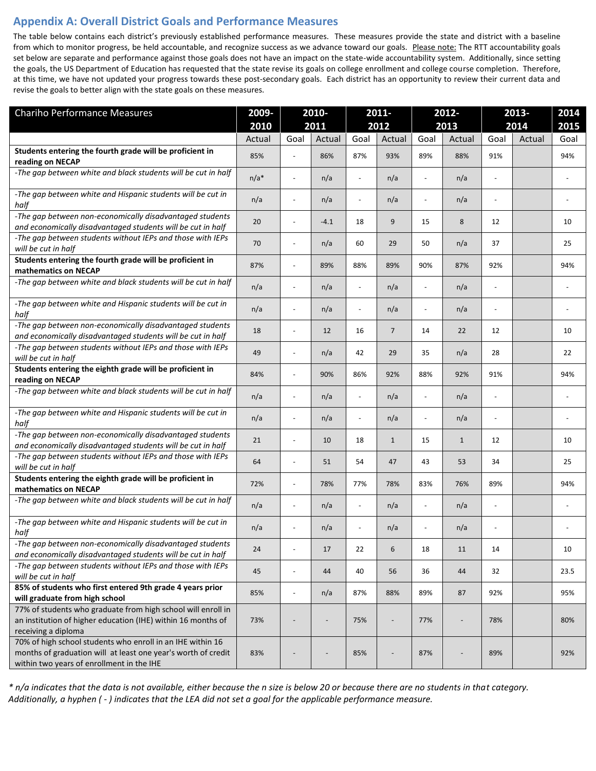## Appendix A: Overall District Goals and Performance Measures

The table below contains each district's previously established performance measures. These measures provide the state and district with a baseline from which to monitor progress, be held accountable, and recognize success as we advance toward our goals. Please note: The RTT accountability goals set below are separate and performance against those goals does not have an impact on the state-wide accountability system. Additionally, since setting the goals, the US Department of Education has requested that the state revise its goals on college enrollment and college course completion. Therefore, at this time, we have not updated your progress towards these post-secondary goals. Each district has an opportunity to review their current data and revise the goals to better align with the state goals on these measures.

| Chariho Performance Measures | 2009-2010 | 2010-2011 | | 2011-2012 | | 2012-2013 | | 2013-2014 | | 2014 2015 |
|---|---|---|---|---|---|---|---|---|---|---|
| | Actual | Goal | Actual | Goal | Actual | Goal | Actual | Goal | Actual | Goal |
| **Students entering the fourth grade will be proficient in reading on NECAP** | 85% | - | 86% | 87% | 93% | 89% | 88% | 91% | | 94% |
| *-The gap between white and black students will be cut in half* | n/a* | - | n/a | - | n/a | - | n/a | - | | - |
| *-The gap between white and Hispanic students will be cut in half* | n/a | - | n/a | - | n/a | - | n/a | - | | - |
| *-The gap between non-economically disadvantaged students and economically disadvantaged students will be cut in half* | 20 | - | -4.1 | 18 | 9 | 15 | 8 | 12 | | 10 |
| *-The gap between students without IEPs and those with IEPs will be cut in half* | 70 | - | n/a | 60 | 29 | 50 | n/a | 37 | | 25 |
| **Students entering the fourth grade will be proficient in mathematics on NECAP** | 87% | - | 89% | 88% | 89% | 90% | 87% | 92% | | 94% |
| *-The gap between white and black students will be cut in half* | n/a | - | n/a | - | n/a | - | n/a | - | | - |
| *-The gap between white and Hispanic students will be cut in half* | n/a | - | n/a | - | n/a | - | n/a | - | | - |
| *-The gap between non-economically disadvantaged students and economically disadvantaged students will be cut in half* | 18 | - | 12 | 16 | 7 | 14 | 22 | 12 | | 10 |
| *-The gap between students without IEPs and those with IEPs will be cut in half* | 49 | - | n/a | 42 | 29 | 35 | n/a | 28 | | 22 |
| **Students entering the eighth grade will be proficient in reading on NECAP** | 84% | - | 90% | 86% | 92% | 88% | 92% | 91% | | 94% |
| *-The gap between white and black students will be cut in half* | n/a | - | n/a | - | n/a | - | n/a | - | | - |
| *-The gap between white and Hispanic students will be cut in half* | n/a | - | n/a | - | n/a | - | n/a | - | | - |
| *-The gap between non-economically disadvantaged students and economically disadvantaged students will be cut in half* | 21 | - | 10 | 18 | 1 | 15 | 1 | 12 | | 10 |
| *-The gap between students without IEPs and those with IEPs will be cut in half* | 64 | - | 51 | 54 | 47 | 43 | 53 | 34 | | 25 |
| **Students entering the eighth grade will be proficient in mathematics on NECAP** | 72% | - | 78% | 77% | 78% | 83% | 76% | 89% | | 94% |
| *-The gap between white and black students will be cut in half* | n/a | - | n/a | - | n/a | - | n/a | - | | - |
| *-The gap between white and Hispanic students will be cut in half* | n/a | - | n/a | - | n/a | - | n/a | - | | - |
| *-The gap between non-economically disadvantaged students and economically disadvantaged students will be cut in half* | 24 | - | 17 | 22 | 6 | 18 | 11 | 14 | | 10 |
| *-The gap between students without IEPs and those with IEPs will be cut in half* | 45 | - | 44 | 40 | 56 | 36 | 44 | 32 | | 23.5 |
| **85% of students who first entered 9th grade 4 years prior will graduate from high school** | 85% | - | n/a | 87% | 88% | 89% | 87 | 92% | | 95% |
| 77% of students who graduate from high school will enroll in an institution of higher education (IHE) within 16 months of receiving a diploma | 73% | - | - | 75% | - | 77% | - | 78% | | 80% |
| 70% of high school students who enroll in an IHE within 16 months of graduation will at least one year's worth of credit within two years of enrollment in the IHE | 83% | - | - | 85% | - | 87% | - | 89% | | 92% |

*\* n/a indicates that the data is not available, either because the n size is below 20 or because there are no students in that category. Additionally, a hyphen ( - ) indicates that the LEA did not set a goal for the applicable performance measure.*